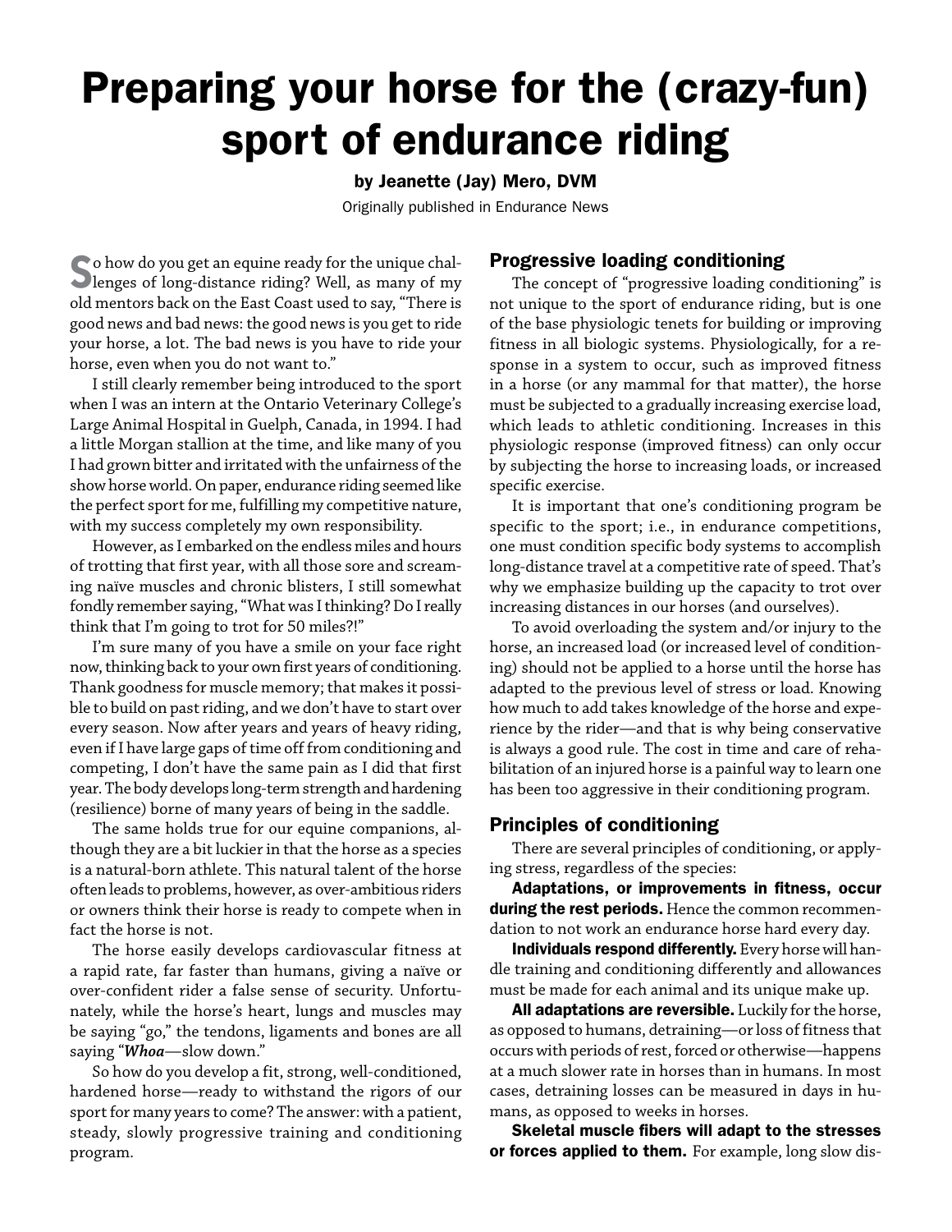# Preparing your horse for the (crazy-fun) sport of endurance riding

**by Jeanette (Jay) Mero, DVM**

Originally published in Endurance News

So how do you get an equine ready for the unique challenges of long-distance riding? Well, as many of my old mentors back on the East Coast used to say, "There is good news and bad news: the good news is you get to ride your horse, a lot. The bad news is you have to ride your horse, even when you do not want to."

I still clearly remember being introduced to the sport when I was an intern at the Ontario Veterinary College's Large Animal Hospital in Guelph, Canada, in 1994. I had a little Morgan stallion at the time, and like many of you I had grown bitter and irritated with the unfairness of the show horse world. On paper, endurance riding seemed like the perfect sport for me, fulfilling my competitive nature, with my success completely my own responsibility.

However, as I embarked on the endless miles and hours of trotting that first year, with all those sore and screaming naïve muscles and chronic blisters, I still somewhat fondly remember saying, "What was I thinking? Do I really think that I'm going to trot for 50 miles?!"

I'm sure many of you have a smile on your face right now, thinking back to your own first years of conditioning. Thank goodness for muscle memory; that makes it possible to build on past riding, and we don't have to start over every season. Now after years and years of heavy riding, even if I have large gaps of time off from conditioning and competing, I don't have the same pain as I did that first year. The body develops long-term strength and hardening (resilience) borne of many years of being in the saddle.

The same holds true for our equine companions, although they are a bit luckier in that the horse as a species is a natural-born athlete. This natural talent of the horse often leads to problems, however, as over-ambitious riders or owners think their horse is ready to compete when in fact the horse is not.

The horse easily develops cardiovascular fitness at a rapid rate, far faster than humans, giving a naïve or over-confident rider a false sense of security. Unfortunately, while the horse's heart, lungs and muscles may be saying "go," the tendons, ligaments and bones are all saying "***Whoa***—slow down."

So how do you develop a fit, strong, well-conditioned, hardened horse—ready to withstand the rigors of our sport for many years to come? The answer: with a patient, steady, slowly progressive training and conditioning program.

## Progressive loading conditioning

The concept of "progressive loading conditioning" is not unique to the sport of endurance riding, but is one of the base physiologic tenets for building or improving fitness in all biologic systems. Physiologically, for a response in a system to occur, such as improved fitness in a horse (or any mammal for that matter), the horse must be subjected to a gradually increasing exercise load, which leads to athletic conditioning. Increases in this physiologic response (improved fitness) can only occur by subjecting the horse to increasing loads, or increased specific exercise.

It is important that one's conditioning program be specific to the sport; i.e., in endurance competitions, one must condition specific body systems to accomplish long-distance travel at a competitive rate of speed. That's why we emphasize building up the capacity to trot over increasing distances in our horses (and ourselves).

To avoid overloading the system and/or injury to the horse, an increased load (or increased level of conditioning) should not be applied to a horse until the horse has adapted to the previous level of stress or load. Knowing how much to add takes knowledge of the horse and experience by the rider—and that is why being conservative is always a good rule. The cost in time and care of rehabilitation of an injured horse is a painful way to learn one has been too aggressive in their conditioning program.

## Principles of conditioning

There are several principles of conditioning, or applying stress, regardless of the species:

**Adaptations, or improvements in fitness, occur during the rest periods.** Hence the common recommendation to not work an endurance horse hard every day.

**Individuals respond differently.** Every horse will handle training and conditioning differently and allowances must be made for each animal and its unique make up.

**All adaptations are reversible.** Luckily for the horse, as opposed to humans, detraining—or loss of fitness that occurs with periods of rest, forced or otherwise—happens at a much slower rate in horses than in humans. In most cases, detraining losses can be measured in days in humans, as opposed to weeks in horses.

**Skeletal muscle fibers will adapt to the stresses or forces applied to them.** For example, long slow dis-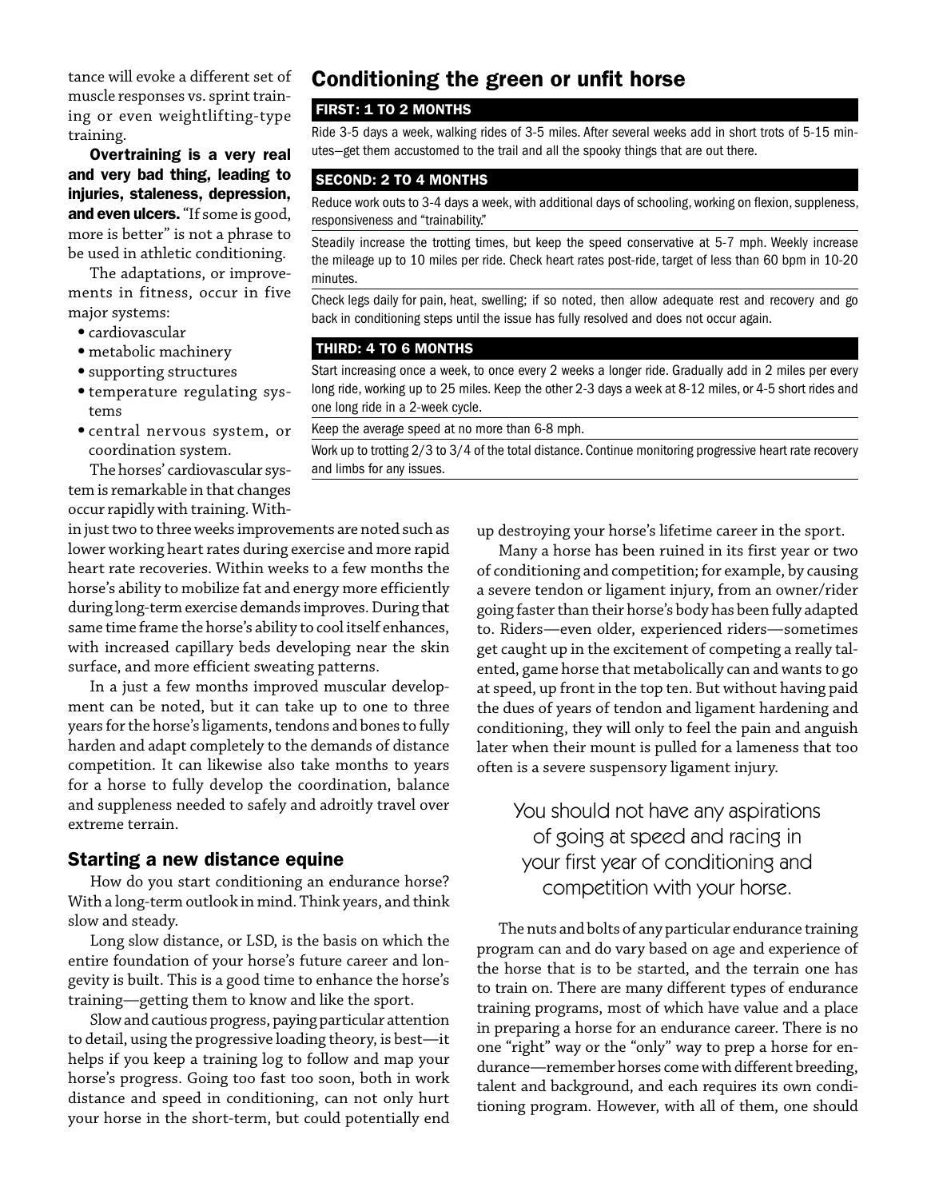tance will evoke a different set of muscle responses vs. sprint training or even weightlifting-type training.

**Overtraining is a very real and very bad thing, leading to injuries, staleness, depression, and even ulcers.** "If some is good, more is better" is not a phrase to be used in athletic conditioning.

The adaptations, or improvements in fitness, occur in five major systems:

- cardiovascular
- metabolic machinery
- supporting structures
- temperature regulating systems
- central nervous system, or coordination system.

The horses' cardiovascular system is remarkable in that changes occur rapidly with training. Within just two to three weeks improvements are noted such as lower working heart rates during exercise and more rapid heart rate recoveries. Within weeks to a few months the horse's ability to mobilize fat and energy more efficiently during long-term exercise demands improves. During that same time frame the horse's ability to cool itself enhances, with increased capillary beds developing near the skin surface, and more efficient sweating patterns.

In a just a few months improved muscular development can be noted, but it can take up to one to three years for the horse's ligaments, tendons and bones to fully harden and adapt completely to the demands of distance competition. It can likewise also take months to years for a horse to fully develop the coordination, balance and suppleness needed to safely and adroitly travel over extreme terrain.

## Conditioning the green or unfit horse

### FIRST: 1 TO 2 MONTHS

Ride 3-5 days a week, walking rides of 3-5 miles. After several weeks add in short trots of 5-15 minutes—get them accustomed to the trail and all the spooky things that are out there.

### SECOND: 2 TO 4 MONTHS

Reduce work outs to 3-4 days a week, with additional days of schooling, working on flexion, suppleness, responsiveness and "trainability."

Steadily increase the trotting times, but keep the speed conservative at 5-7 mph. Weekly increase the mileage up to 10 miles per ride. Check heart rates post-ride, target of less than 60 bpm in 10-20 minutes.

Check legs daily for pain, heat, swelling; if so noted, then allow adequate rest and recovery and go back in conditioning steps until the issue has fully resolved and does not occur again.

### THIRD: 4 TO 6 MONTHS

Start increasing once a week, to once every 2 weeks a longer ride. Gradually add in 2 miles per every long ride, working up to 25 miles. Keep the other 2-3 days a week at 8-12 miles, or 4-5 short rides and one long ride in a 2-week cycle.

Keep the average speed at no more than 6-8 mph.

Work up to trotting 2/3 to 3/4 of the total distance. Continue monitoring progressive heart rate recovery and limbs for any issues.

## Starting a new distance equine

How do you start conditioning an endurance horse? With a long-term outlook in mind. Think years, and think slow and steady.

Long slow distance, or LSD, is the basis on which the entire foundation of your horse's future career and longevity is built. This is a good time to enhance the horse's training—getting them to know and like the sport.

Slow and cautious progress, paying particular attention to detail, using the progressive loading theory, is best—it helps if you keep a training log to follow and map your horse's progress. Going too fast too soon, both in work distance and speed in conditioning, can not only hurt your horse in the short-term, but could potentially end up destroying your horse's lifetime career in the sport.

Many a horse has been ruined in its first year or two of conditioning and competition; for example, by causing a severe tendon or ligament injury, from an owner/rider going faster than their horse's body has been fully adapted to. Riders—even older, experienced riders—sometimes get caught up in the excitement of competing a really talented, game horse that metabolically can and wants to go at speed, up front in the top ten. But without having paid the dues of years of tendon and ligament hardening and conditioning, they will only to feel the pain and anguish later when their mount is pulled for a lameness that too often is a severe suspensory ligament injury.

> You should not have any aspirations of going at speed and racing in your first year of conditioning and competition with your horse.

The nuts and bolts of any particular endurance training program can and do vary based on age and experience of the horse that is to be started, and the terrain one has to train on. There are many different types of endurance training programs, most of which have value and a place in preparing a horse for an endurance career. There is no one "right" way or the "only" way to prep a horse for endurance—remember horses come with different breeding, talent and background, and each requires its own conditioning program. However, with all of them, one should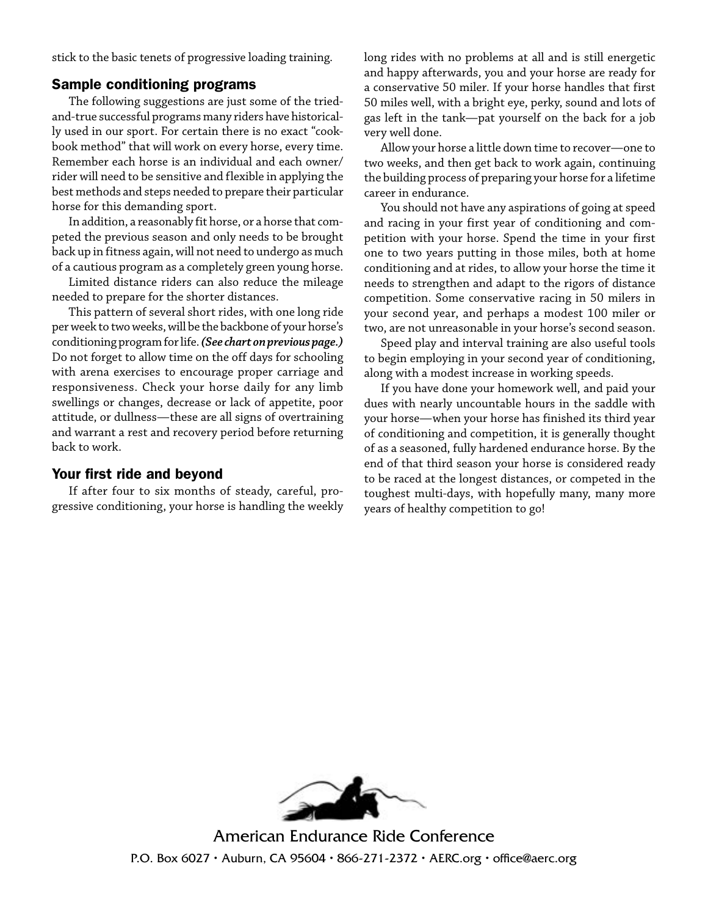stick to the basic tenets of progressive loading training.

## Sample conditioning programs

The following suggestions are just some of the tried-and-true successful programs many riders have historically used in our sport. For certain there is no exact "cookbook method" that will work on every horse, every time. Remember each horse is an individual and each owner/rider will need to be sensitive and flexible in applying the best methods and steps needed to prepare their particular horse for this demanding sport.

In addition, a reasonably fit horse, or a horse that competed the previous season and only needs to be brought back up in fitness again, will not need to undergo as much of a cautious program as a completely green young horse.

Limited distance riders can also reduce the mileage needed to prepare for the shorter distances.

This pattern of several short rides, with one long ride per week to two weeks, will be the backbone of your horse's conditioning program for life. ***(See chart on previous page.)*** Do not forget to allow time on the off days for schooling with arena exercises to encourage proper carriage and responsiveness. Check your horse daily for any limb swellings or changes, decrease or lack of appetite, poor attitude, or dullness—these are all signs of overtraining and warrant a rest and recovery period before returning back to work.

## Your first ride and beyond

If after four to six months of steady, careful, progressive conditioning, your horse is handling the weekly long rides with no problems at all and is still energetic and happy afterwards, you and your horse are ready for a conservative 50 miler. If your horse handles that first 50 miles well, with a bright eye, perky, sound and lots of gas left in the tank—pat yourself on the back for a job very well done.

Allow your horse a little down time to recover—one to two weeks, and then get back to work again, continuing the building process of preparing your horse for a lifetime career in endurance.

You should not have any aspirations of going at speed and racing in your first year of conditioning and competition with your horse. Spend the time in your first one to two years putting in those miles, both at home conditioning and at rides, to allow your horse the time it needs to strengthen and adapt to the rigors of distance competition. Some conservative racing in 50 milers in your second year, and perhaps a modest 100 miler or two, are not unreasonable in your horse's second season.

Speed play and interval training are also useful tools to begin employing in your second year of conditioning, along with a modest increase in working speeds.

If you have done your homework well, and paid your dues with nearly uncountable hours in the saddle with your horse—when your horse has finished its third year of conditioning and competition, it is generally thought of as a seasoned, fully hardened endurance horse. By the end of that third season your horse is considered ready to be raced at the longest distances, or competed in the toughest multi-days, with hopefully many, many more years of healthy competition to go!

American Endurance Ride Conference

P.O. Box 6027 • Auburn, CA 95604 • 866-271-2372 • AERC.org • office@aerc.org